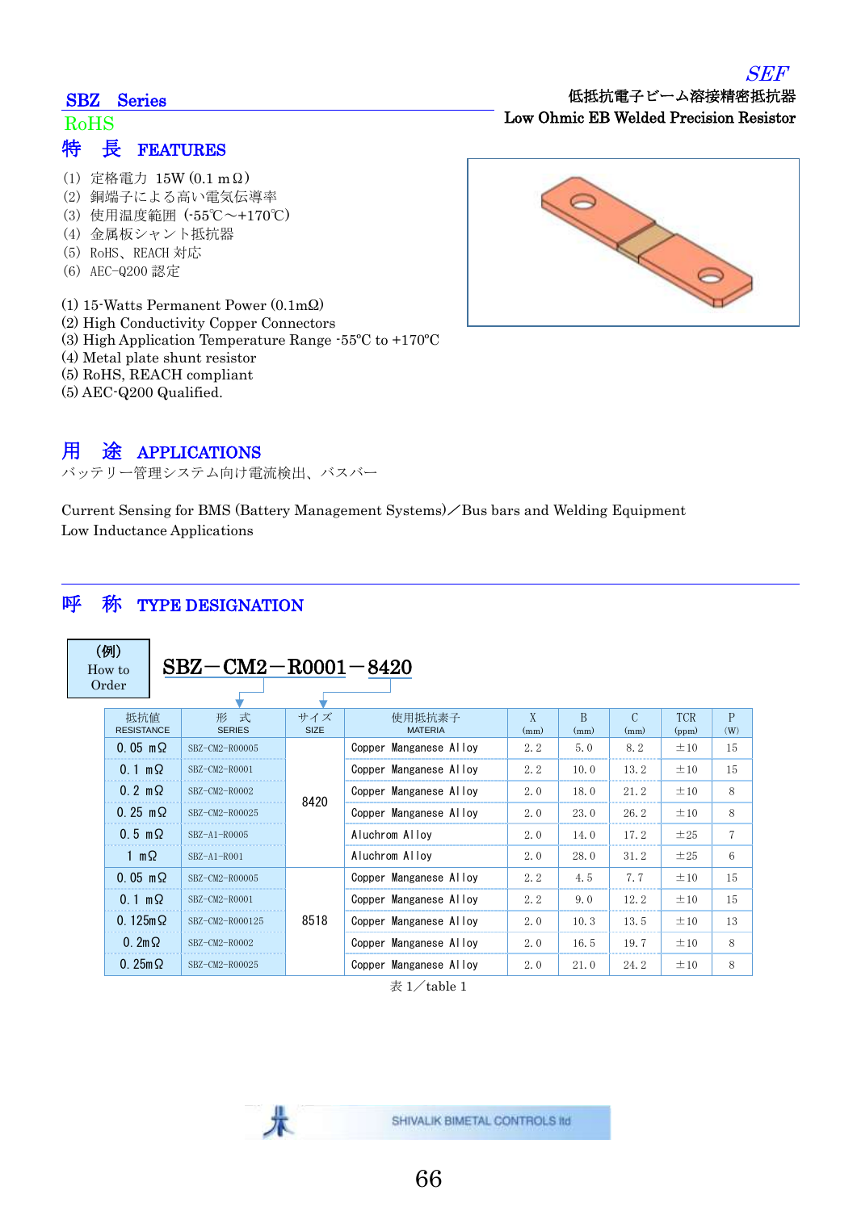*SEF*

低抵抗電子ビーム溶接精密抵抗器
**Low Ohmic EB Welded Precision Resistor**

## SBZ Series

RoHS

## 特　長　FEATURES

(1) 定格電力 15W (0.1 mΩ)
(2) 銅端子による高い電気伝導率
(3) 使用温度範囲 (-55℃～+170℃)
(4) 金属板シャント抵抗器
(5) RoHS、REACH 対応
(6) AEC-Q200 認定

(1) 15-Watts Permanent Power (0.1mΩ)
(2) High Conductivity Copper Connectors
(3) High Application Temperature Range -55°C to +170°C
(4) Metal plate shunt resistor
(5) RoHS, REACH compliant
(5) AEC-Q200 Qualified.

## 用　途　APPLICATIONS

バッテリー管理システム向け電流検出、バスバー

Current Sensing for BMS (Battery Management Systems)／Bus bars and Welding Equipment
Low Inductance Applications

## 呼　称　TYPE DESIGNATION

(例) How to Order

**SBZ－CM2－R0001－8420**

| 抵抗値 RESISTANCE | 形　式 SERIES | サイズ SIZE | 使用抵抗素子 MATERIA | X (mm) | B (mm) | C (mm) | TCR (ppm) | P (W) |
|---|---|---|---|---|---|---|---|---|
| 0.05 mΩ | SBZ-CM2-R00005 | 8420 | Copper Manganese Alloy | 2.2 | 5.0 | 8.2 | ±10 | 15 |
| 0.1 mΩ | SBZ-CM2-R0001 | | Copper Manganese Alloy | 2.2 | 10.0 | 13.2 | ±10 | 15 |
| 0.2 mΩ | SBZ-CM2-R0002 | | Copper Manganese Alloy | 2.0 | 18.0 | 21.2 | ±10 | 8 |
| 0.25 mΩ | SBZ-CM2-R00025 | | Copper Manganese Alloy | 2.0 | 23.0 | 26.2 | ±10 | 8 |
| 0.5 mΩ | SBZ-A1-R0005 | | Aluchrom Alloy | 2.0 | 14.0 | 17.2 | ±25 | 7 |
| 1 mΩ | SBZ-A1-R001 | | Aluchrom Alloy | 2.0 | 28.0 | 31.2 | ±25 | 6 |
| 0.05 mΩ | SBZ-CM2-R00005 | 8518 | Copper Manganese Alloy | 2.2 | 4.5 | 7.7 | ±10 | 15 |
| 0.1 mΩ | SBZ-CM2-R0001 | | Copper Manganese Alloy | 2.2 | 9.0 | 12.2 | ±10 | 15 |
| 0.125mΩ | SBZ-CM2-R000125 | | Copper Manganese Alloy | 2.0 | 10.3 | 13.5 | ±10 | 13 |
| 0.2mΩ | SBZ-CM2-R0002 | | Copper Manganese Alloy | 2.0 | 16.5 | 19.7 | ±10 | 8 |
| 0.25mΩ | SBZ-CM2-R00025 | | Copper Manganese Alloy | 2.0 | 21.0 | 24.2 | ±10 | 8 |

表 1／table 1

SHIVALIK BIMETAL CONTROLS ltd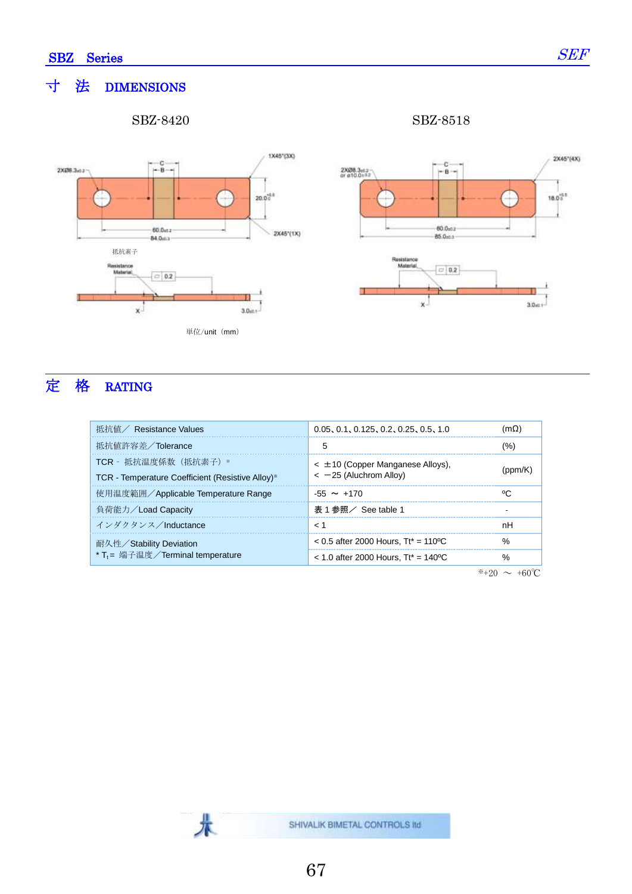## 寸　法　DIMENSIONS

SBZ-8420

SBZ-8518

単位/unit（mm）

## 定　格　RATING

| 抵抗値／ Resistance Values | 0.05、0.1、0.125、0.2、0.25、0.5、1.0 | (mΩ) |
|---|---|---|
| 抵抗値許容差／Tolerance | 5 | (%) |
| TCR - 抵抗温度係数（抵抗素子）※ TCR - Temperature Coefficient (Resistive Alloy)※ | < ±10 (Copper Manganese Alloys), < −25 (Aluchrom Alloy) | (ppm/K) |
| 使用温度範囲／Applicable Temperature Range | -55 ～ +170 | ºC |
| 負荷能力／Load Capacity | 表 1 参照／ See table 1 | - |
| インダクタンス／Inductance | < 1 | nH |
| 耐久性／Stability Deviation | < 0.5 after 2000 Hours, Tt* = 110ºC | % |
| * $T_t$= 端子温度／Terminal temperature | < 1.0 after 2000 Hours, Tt* = 140ºC | % |

※+20 ～ +60℃

SHIVALIK BIMETAL CONTROLS ltd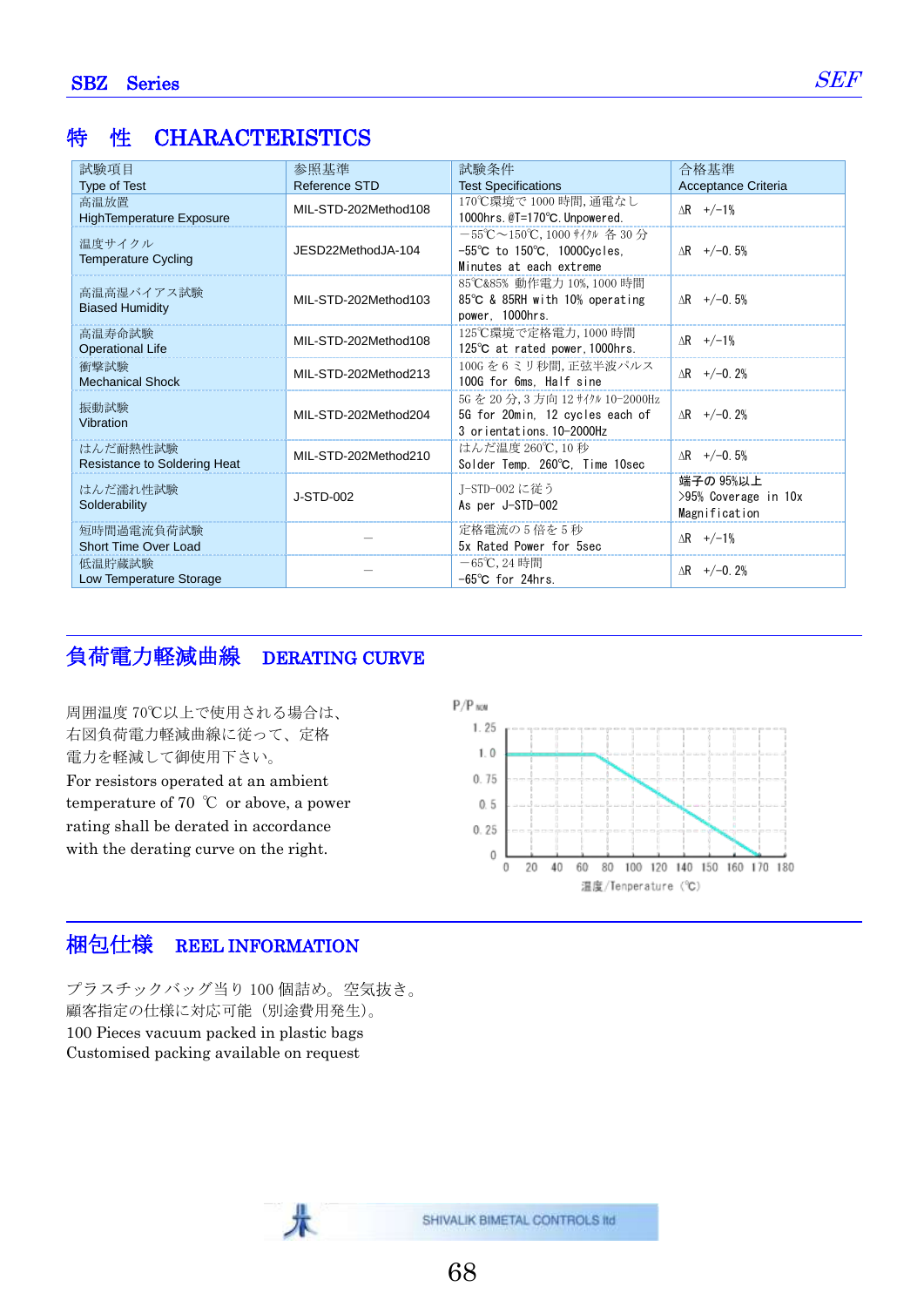## 特 性 CHARACTERISTICS

| 試験項目<br>Type of Test | 参照基準<br>Reference STD | 試験条件<br>Test Specifications | 合格基準<br>Acceptance Criteria |
|---|---|---|---|
| 高温放置<br>HighTemperature Exposure | MIL-STD-202Method108 | 170℃環境で 1000 時間, 通電なし<br>1000hrs. @T=170℃. Unpowered. | ΔR +/-1% |
| 温度サイクル<br>Temperature Cycling | JESD22MethodJA-104 | −55℃〜150℃, 1000 ｻｲｸﾙ 各 30 分<br>-55℃ to 150℃, 1000Cycles,<br>Minutes at each extreme | ΔR +/-0.5% |
| 高温高湿バイアス試験<br>Biased Humidity | MIL-STD-202Method103 | 85℃&85% 動作電力 10%, 1000 時間<br>85℃ & 85RH with 10% operating<br>power, 1000hrs. | ΔR +/-0.5% |
| 高温寿命試験<br>Operational Life | MIL-STD-202Method108 | 125℃環境で定格電力, 1000 時間<br>125℃ at rated power, 1000hrs. | ΔR +/-1% |
| 衝撃試験<br>Mechanical Shock | MIL-STD-202Method213 | 100G を 6 ミリ秒間, 正弦半波パルス<br>100G for 6ms, Half sine | ΔR +/-0.2% |
| 振動試験<br>Vibration | MIL-STD-202Method204 | 5G を 20 分, 3 方向 12 ｻｲｸﾙ 10-2000Hz<br>5G for 20min, 12 cycles each of<br>3 orientations. 10-2000Hz | ΔR +/-0.2% |
| はんだ耐熱性試験<br>Resistance to Soldering Heat | MIL-STD-202Method210 | はんだ温度 260℃, 10 秒<br>Solder Temp. 260℃, Time 10sec | ΔR +/-0.5% |
| はんだ濡れ性試験<br>Solderability | J-STD-002 | J-STD-002 に従う<br>As per J-STD-002 | 端子の 95%以上<br>>95% Coverage in 10x<br>Magnification |
| 短時間過電流負荷試験<br>Short Time Over Load | − | 定格電流の 5 倍を 5 秒<br>5x Rated Power for 5sec | ΔR +/-1% |
| 低温貯蔵試験<br>Low Temperature Storage | − | −65℃, 24 時間<br>-65℃ for 24hrs. | ΔR +/-0.2% |

## 負荷電力軽減曲線 DERATING CURVE

周囲温度 70℃以上で使用される場合は、右図負荷電力軽減曲線に従って、定格電力を軽減して御使用下さい。

For resistors operated at an ambient temperature of 70 ℃ or above, a power rating shall be derated in accordance with the derating curve on the right.

P/P NOM

1.25
1.0
0.75
0.5
0.25
0

0 20 40 60 80 100 120 140 150 160 170 180

温度/Temperature (℃)

## 梱包仕様 REEL INFORMATION

プラスチックバッグ当り 100 個詰め。空気抜き。
顧客指定の仕様に対応可能（別途費用発生）。
100 Pieces vacuum packed in plastic bags
Customised packing available on request

SHIVALIK BIMETAL CONTROLS ltd